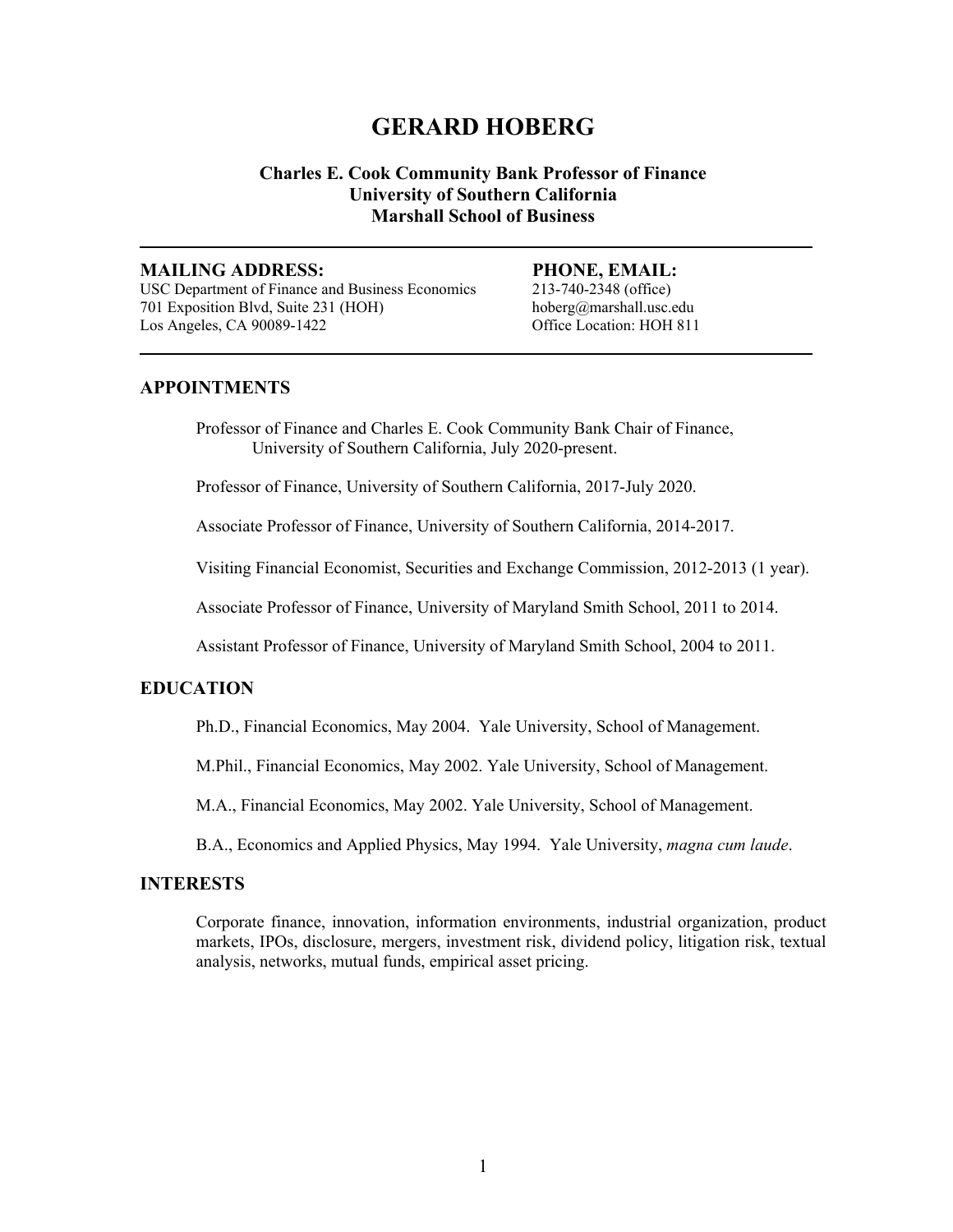# GERARD HOBERG

**Charles E. Cook Community Bank Professor of Finance**
**University of Southern California**
**Marshall School of Business**

---

**MAILING ADDRESS:**
USC Department of Finance and Business Economics
701 Exposition Blvd, Suite 231 (HOH)
Los Angeles, CA 90089-1422

**PHONE, EMAIL:**
213-740-2348 (office)
hoberg@marshall.usc.edu
Office Location: HOH 811

---

## APPOINTMENTS

Professor of Finance and Charles E. Cook Community Bank Chair of Finance, University of Southern California, July 2020-present.

Professor of Finance, University of Southern California, 2017-July 2020.

Associate Professor of Finance, University of Southern California, 2014-2017.

Visiting Financial Economist, Securities and Exchange Commission, 2012-2013 (1 year).

Associate Professor of Finance, University of Maryland Smith School, 2011 to 2014.

Assistant Professor of Finance, University of Maryland Smith School, 2004 to 2011.

## EDUCATION

Ph.D., Financial Economics, May 2004. Yale University, School of Management.

M.Phil., Financial Economics, May 2002. Yale University, School of Management.

M.A., Financial Economics, May 2002. Yale University, School of Management.

B.A., Economics and Applied Physics, May 1994. Yale University, *magna cum laude*.

## INTERESTS

Corporate finance, innovation, information environments, industrial organization, product markets, IPOs, disclosure, mergers, investment risk, dividend policy, litigation risk, textual analysis, networks, mutual funds, empirical asset pricing.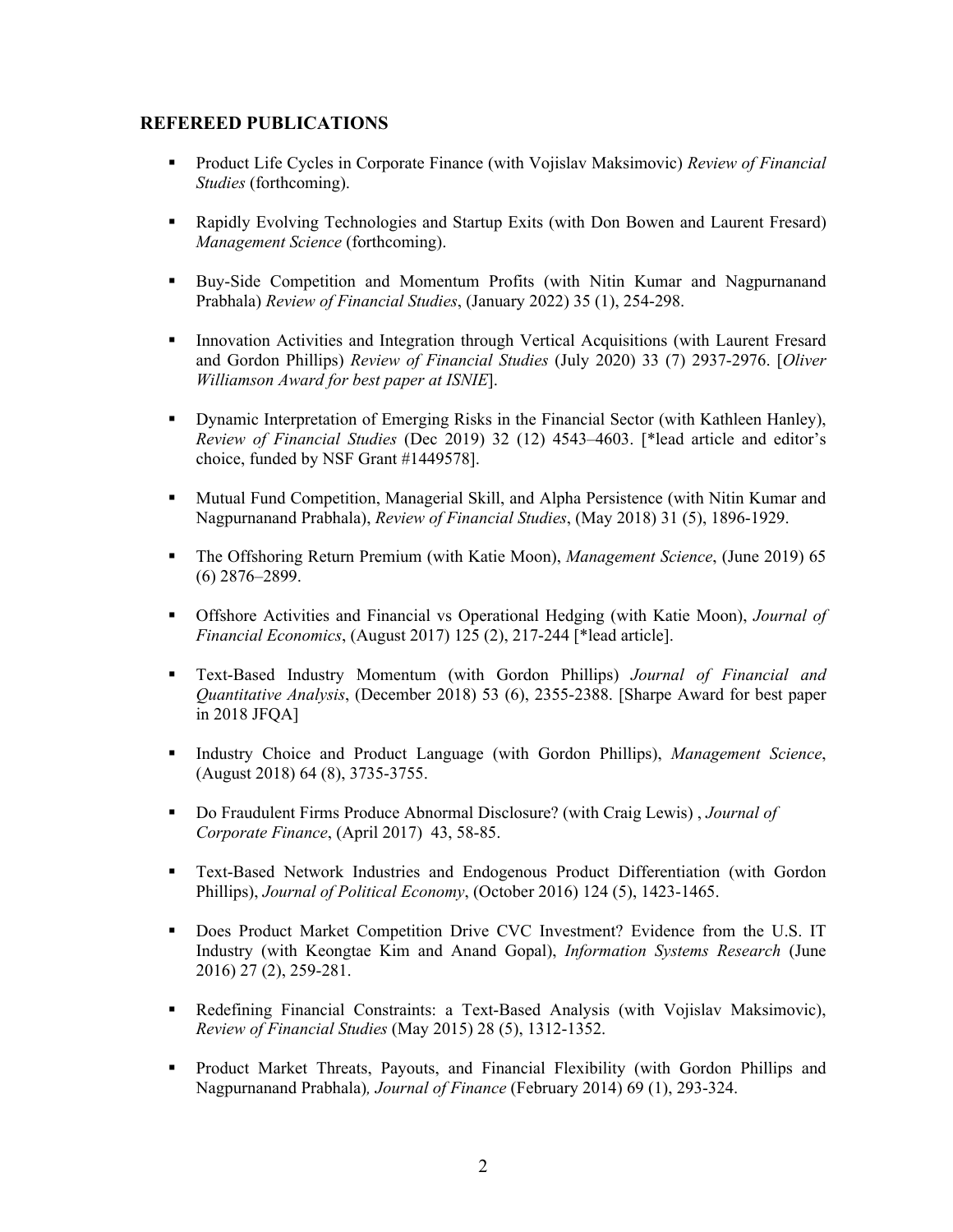## REFEREED PUBLICATIONS

- Product Life Cycles in Corporate Finance (with Vojislav Maksimovic) *Review of Financial Studies* (forthcoming).

- Rapidly Evolving Technologies and Startup Exits (with Don Bowen and Laurent Fresard) *Management Science* (forthcoming).

- Buy-Side Competition and Momentum Profits (with Nitin Kumar and Nagpurnanand Prabhala) *Review of Financial Studies*, (January 2022) 35 (1), 254-298.

- Innovation Activities and Integration through Vertical Acquisitions (with Laurent Fresard and Gordon Phillips) *Review of Financial Studies* (July 2020) 33 (7) 2937-2976. [*Oliver Williamson Award for best paper at ISNIE*].

- Dynamic Interpretation of Emerging Risks in the Financial Sector (with Kathleen Hanley), *Review of Financial Studies* (Dec 2019) 32 (12) 4543–4603. [*lead article and editor's choice, funded by NSF Grant #1449578].

- Mutual Fund Competition, Managerial Skill, and Alpha Persistence (with Nitin Kumar and Nagpurnanand Prabhala), *Review of Financial Studies*, (May 2018) 31 (5), 1896-1929.

- The Offshoring Return Premium (with Katie Moon), *Management Science*, (June 2019) 65 (6) 2876–2899.

- Offshore Activities and Financial vs Operational Hedging (with Katie Moon), *Journal of Financial Economics*, (August 2017) 125 (2), 217-244 [*lead article].

- Text-Based Industry Momentum (with Gordon Phillips) *Journal of Financial and Quantitative Analysis*, (December 2018) 53 (6), 2355-2388. [Sharpe Award for best paper in 2018 JFQA]

- Industry Choice and Product Language (with Gordon Phillips), *Management Science*, (August 2018) 64 (8), 3735-3755.

- Do Fraudulent Firms Produce Abnormal Disclosure? (with Craig Lewis) , *Journal of Corporate Finance*, (April 2017) 43, 58-85.

- Text-Based Network Industries and Endogenous Product Differentiation (with Gordon Phillips), *Journal of Political Economy*, (October 2016) 124 (5), 1423-1465.

- Does Product Market Competition Drive CVC Investment? Evidence from the U.S. IT Industry (with Keongtae Kim and Anand Gopal), *Information Systems Research* (June 2016) 27 (2), 259-281.

- Redefining Financial Constraints: a Text-Based Analysis (with Vojislav Maksimovic), *Review of Financial Studies* (May 2015) 28 (5), 1312-1352.

- Product Market Threats, Payouts, and Financial Flexibility (with Gordon Phillips and Nagpurnanand Prabhala)*, Journal of Finance* (February 2014) 69 (1), 293-324.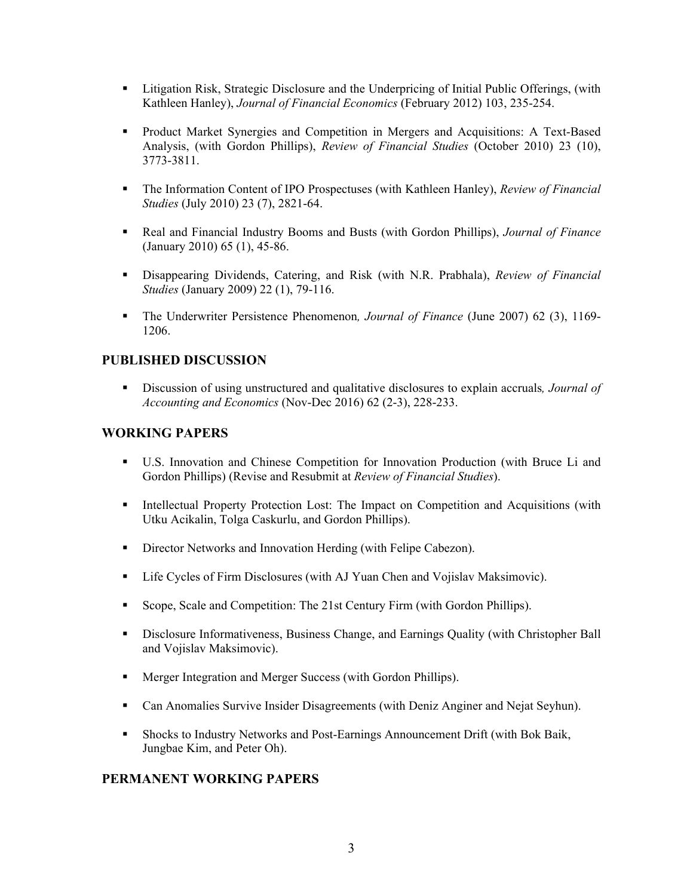- Litigation Risk, Strategic Disclosure and the Underpricing of Initial Public Offerings, (with Kathleen Hanley), *Journal of Financial Economics* (February 2012) 103, 235-254.

- Product Market Synergies and Competition in Mergers and Acquisitions: A Text-Based Analysis, (with Gordon Phillips), *Review of Financial Studies* (October 2010) 23 (10), 3773-3811.

- The Information Content of IPO Prospectuses (with Kathleen Hanley), *Review of Financial Studies* (July 2010) 23 (7), 2821-64.

- Real and Financial Industry Booms and Busts (with Gordon Phillips), *Journal of Finance* (January 2010) 65 (1), 45-86.

- Disappearing Dividends, Catering, and Risk (with N.R. Prabhala), *Review of Financial Studies* (January 2009) 22 (1), 79-116.

- The Underwriter Persistence Phenomenon*, Journal of Finance* (June 2007) 62 (3), 1169-1206.

## PUBLISHED DISCUSSION

- Discussion of using unstructured and qualitative disclosures to explain accruals*, Journal of Accounting and Economics* (Nov-Dec 2016) 62 (2-3), 228-233.

## WORKING PAPERS

- U.S. Innovation and Chinese Competition for Innovation Production (with Bruce Li and Gordon Phillips) (Revise and Resubmit at *Review of Financial Studies*).

- Intellectual Property Protection Lost: The Impact on Competition and Acquisitions (with Utku Acikalin, Tolga Caskurlu, and Gordon Phillips).

- Director Networks and Innovation Herding (with Felipe Cabezon).

- Life Cycles of Firm Disclosures (with AJ Yuan Chen and Vojislav Maksimovic).

- Scope, Scale and Competition: The 21st Century Firm (with Gordon Phillips).

- Disclosure Informativeness, Business Change, and Earnings Quality (with Christopher Ball and Vojislav Maksimovic).

- Merger Integration and Merger Success (with Gordon Phillips).

- Can Anomalies Survive Insider Disagreements (with Deniz Anginer and Nejat Seyhun).

- Shocks to Industry Networks and Post-Earnings Announcement Drift (with Bok Baik, Jungbae Kim, and Peter Oh).

## PERMANENT WORKING PAPERS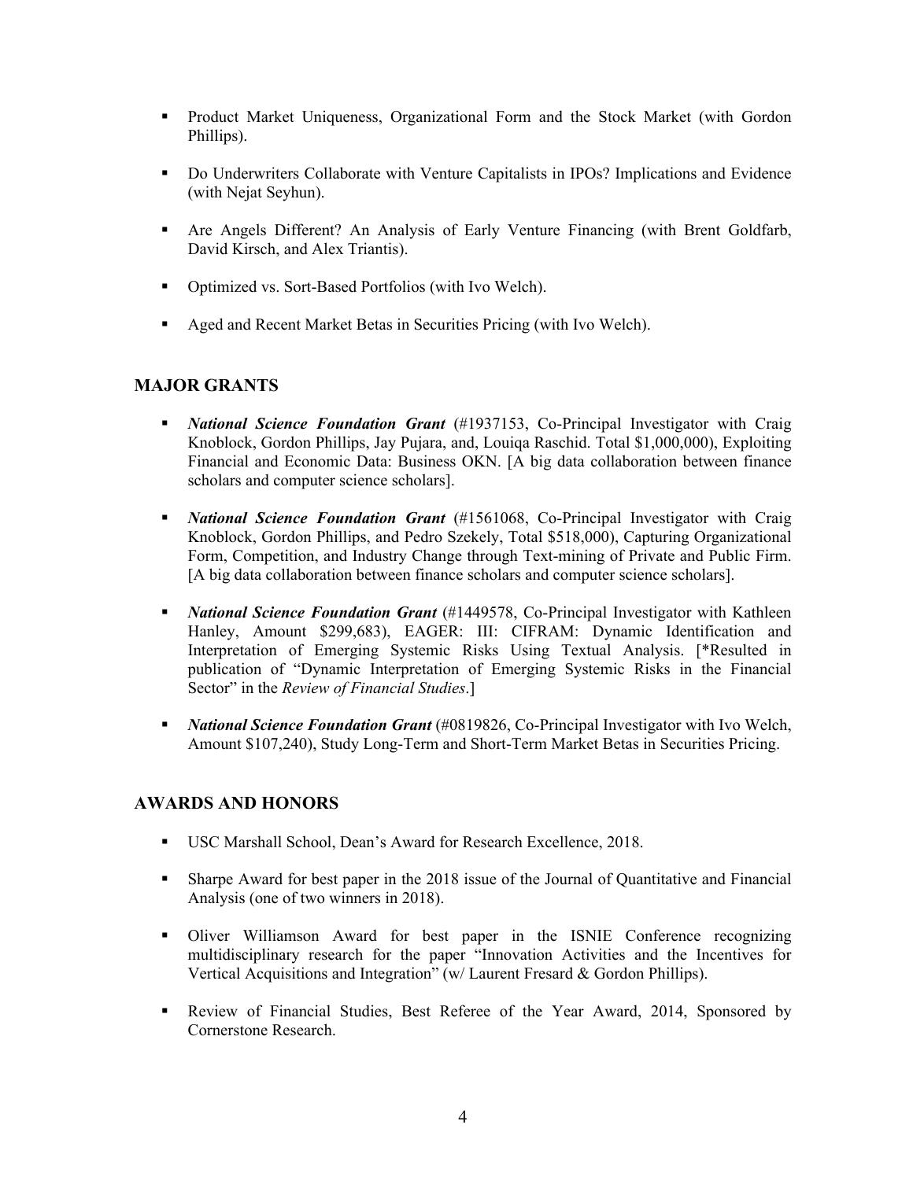- Product Market Uniqueness, Organizational Form and the Stock Market (with Gordon Phillips).

- Do Underwriters Collaborate with Venture Capitalists in IPOs? Implications and Evidence (with Nejat Seyhun).

- Are Angels Different? An Analysis of Early Venture Financing (with Brent Goldfarb, David Kirsch, and Alex Triantis).

- Optimized vs. Sort-Based Portfolios (with Ivo Welch).

- Aged and Recent Market Betas in Securities Pricing (with Ivo Welch).

## MAJOR GRANTS

- ***National Science Foundation Grant*** (#1937153, Co-Principal Investigator with Craig Knoblock, Gordon Phillips, Jay Pujara, and, Louiqa Raschid. Total $1,000,000), Exploiting Financial and Economic Data: Business OKN. [A big data collaboration between finance scholars and computer science scholars].

- ***National Science Foundation Grant*** (#1561068, Co-Principal Investigator with Craig Knoblock, Gordon Phillips, and Pedro Szekely, Total $518,000), Capturing Organizational Form, Competition, and Industry Change through Text-mining of Private and Public Firm. [A big data collaboration between finance scholars and computer science scholars].

- ***National Science Foundation Grant*** (#1449578, Co-Principal Investigator with Kathleen Hanley, Amount $299,683), EAGER: III: CIFRAM: Dynamic Identification and Interpretation of Emerging Systemic Risks Using Textual Analysis. [*Resulted in publication of "Dynamic Interpretation of Emerging Systemic Risks in the Financial Sector" in the *Review of Financial Studies*.]

- ***National Science Foundation Grant*** (#0819826, Co-Principal Investigator with Ivo Welch, Amount $107,240), Study Long-Term and Short-Term Market Betas in Securities Pricing.

## AWARDS AND HONORS

- USC Marshall School, Dean's Award for Research Excellence, 2018.

- Sharpe Award for best paper in the 2018 issue of the Journal of Quantitative and Financial Analysis (one of two winners in 2018).

- Oliver Williamson Award for best paper in the ISNIE Conference recognizing multidisciplinary research for the paper "Innovation Activities and the Incentives for Vertical Acquisitions and Integration" (w/ Laurent Fresard & Gordon Phillips).

- Review of Financial Studies, Best Referee of the Year Award, 2014, Sponsored by Cornerstone Research.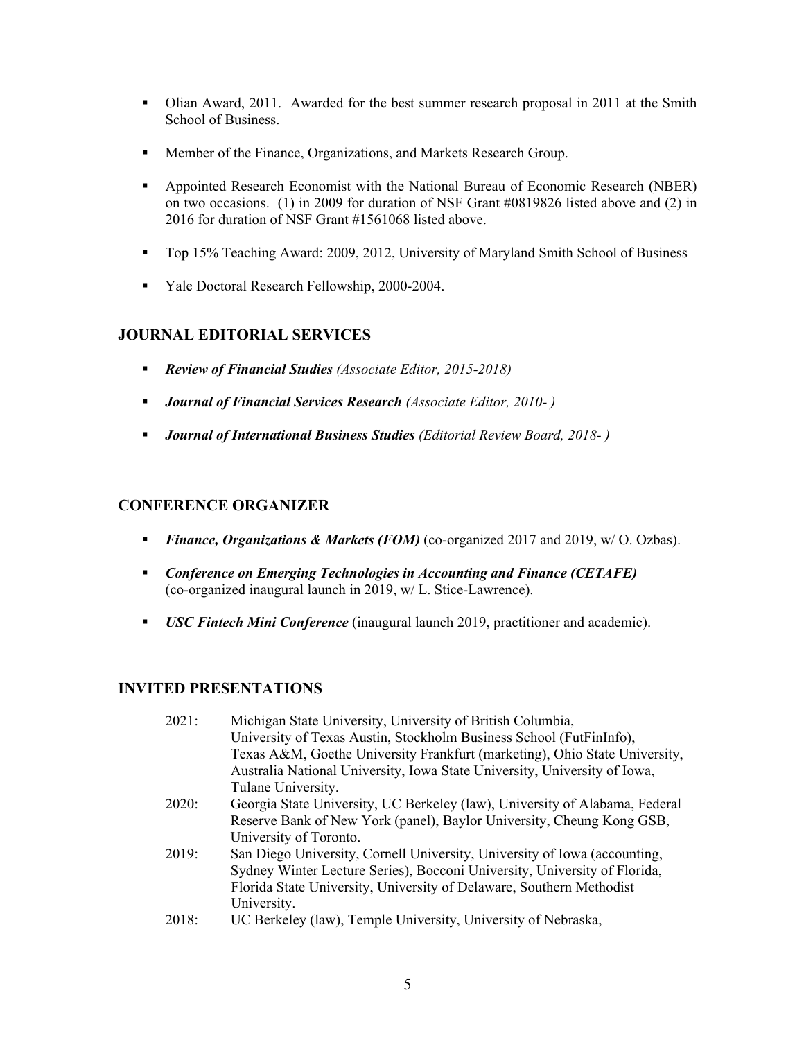- Olian Award, 2011. Awarded for the best summer research proposal in 2011 at the Smith School of Business.

- Member of the Finance, Organizations, and Markets Research Group.

- Appointed Research Economist with the National Bureau of Economic Research (NBER) on two occasions. (1) in 2009 for duration of NSF Grant #0819826 listed above and (2) in 2016 for duration of NSF Grant #1561068 listed above.

- Top 15% Teaching Award: 2009, 2012, University of Maryland Smith School of Business

- Yale Doctoral Research Fellowship, 2000-2004.

## JOURNAL EDITORIAL SERVICES

- ***Review of Financial Studies*** *(Associate Editor, 2015-2018)*

- ***Journal of Financial Services Research*** *(Associate Editor, 2010- )*

- ***Journal of International Business Studies*** *(Editorial Review Board, 2018- )*

## CONFERENCE ORGANIZER

- ***Finance, Organizations & Markets (FOM)*** (co-organized 2017 and 2019, w/ O. Ozbas).

- ***Conference on Emerging Technologies in Accounting and Finance (CETAFE)*** (co-organized inaugural launch in 2019, w/ L. Stice-Lawrence).

- ***USC Fintech Mini Conference*** (inaugural launch 2019, practitioner and academic).

## INVITED PRESENTATIONS

2021: Michigan State University, University of British Columbia, University of Texas Austin, Stockholm Business School (FutFinInfo), Texas A&M, Goethe University Frankfurt (marketing), Ohio State University, Australia National University, Iowa State University, University of Iowa, Tulane University.

2020: Georgia State University, UC Berkeley (law), University of Alabama, Federal Reserve Bank of New York (panel), Baylor University, Cheung Kong GSB, University of Toronto.

2019: San Diego University, Cornell University, University of Iowa (accounting, Sydney Winter Lecture Series), Bocconi University, University of Florida, Florida State University, University of Delaware, Southern Methodist University.

2018: UC Berkeley (law), Temple University, University of Nebraska,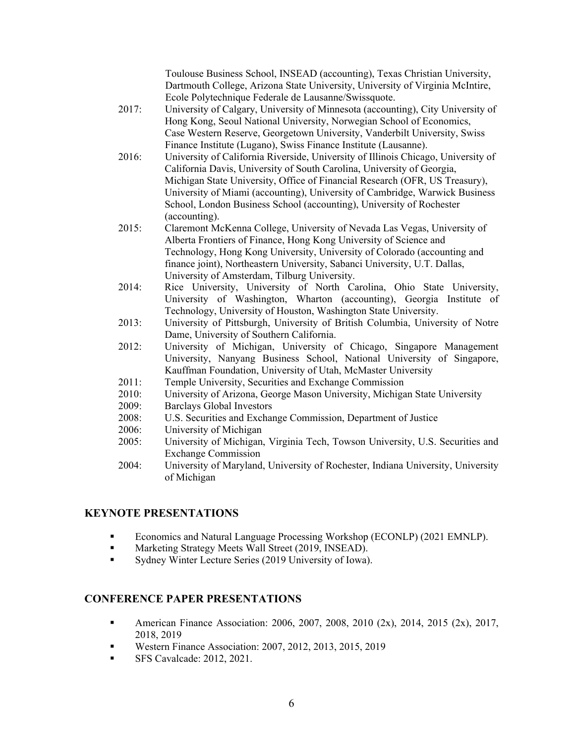Toulouse Business School, INSEAD (accounting), Texas Christian University, Dartmouth College, Arizona State University, University of Virginia McIntire, Ecole Polytechnique Federale de Lausanne/Swissquote.

- 2017: University of Calgary, University of Minnesota (accounting), City University of Hong Kong, Seoul National University, Norwegian School of Economics, Case Western Reserve, Georgetown University, Vanderbilt University, Swiss Finance Institute (Lugano), Swiss Finance Institute (Lausanne).
- 2016: University of California Riverside, University of Illinois Chicago, University of California Davis, University of South Carolina, University of Georgia, Michigan State University, Office of Financial Research (OFR, US Treasury), University of Miami (accounting), University of Cambridge, Warwick Business School, London Business School (accounting), University of Rochester (accounting).
- 2015: Claremont McKenna College, University of Nevada Las Vegas, University of Alberta Frontiers of Finance, Hong Kong University of Science and Technology, Hong Kong University, University of Colorado (accounting and finance joint), Northeastern University, Sabanci University, U.T. Dallas, University of Amsterdam, Tilburg University.
- 2014: Rice University, University of North Carolina, Ohio State University, University of Washington, Wharton (accounting), Georgia Institute of Technology, University of Houston, Washington State University.
- 2013: University of Pittsburgh, University of British Columbia, University of Notre Dame, University of Southern California.
- 2012: University of Michigan, University of Chicago, Singapore Management University, Nanyang Business School, National University of Singapore, Kauffman Foundation, University of Utah, McMaster University
- 2011: Temple University, Securities and Exchange Commission
- 2010: University of Arizona, George Mason University, Michigan State University
- 2009: Barclays Global Investors
- 2008: U.S. Securities and Exchange Commission, Department of Justice
- 2006: University of Michigan
- 2005: University of Michigan, Virginia Tech, Towson University, U.S. Securities and Exchange Commission
- 2004: University of Maryland, University of Rochester, Indiana University, University of Michigan

## KEYNOTE PRESENTATIONS

- Economics and Natural Language Processing Workshop (ECONLP) (2021 EMNLP).
- Marketing Strategy Meets Wall Street (2019, INSEAD).
- Sydney Winter Lecture Series (2019 University of Iowa).

## CONFERENCE PAPER PRESENTATIONS

- American Finance Association: 2006, 2007, 2008, 2010 (2x), 2014, 2015 (2x), 2017, 2018, 2019
- Western Finance Association: 2007, 2012, 2013, 2015, 2019
- SFS Cavalcade: 2012, 2021.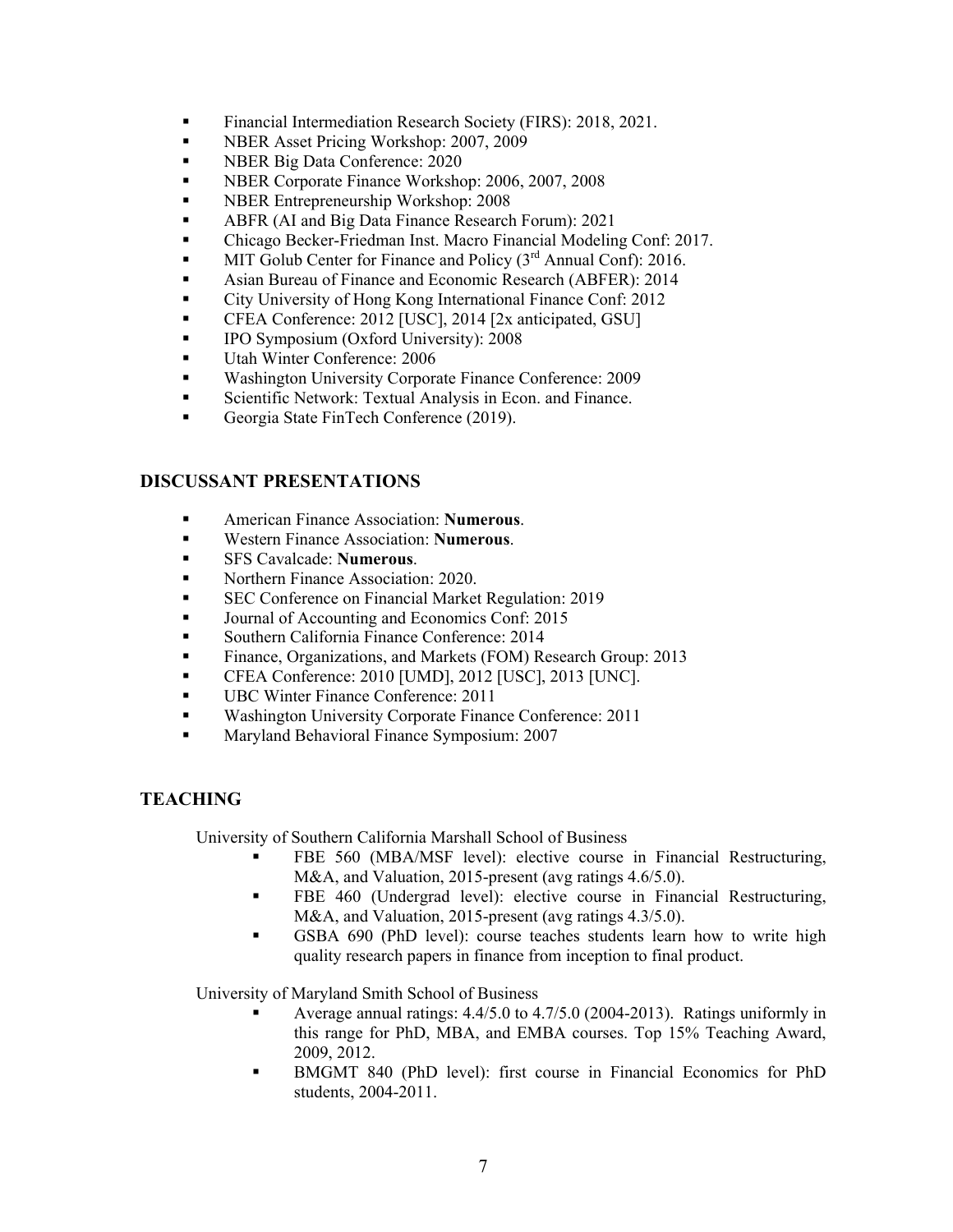- Financial Intermediation Research Society (FIRS): 2018, 2021.
- NBER Asset Pricing Workshop: 2007, 2009
- NBER Big Data Conference: 2020
- NBER Corporate Finance Workshop: 2006, 2007, 2008
- NBER Entrepreneurship Workshop: 2008
- ABFR (AI and Big Data Finance Research Forum): 2021
- Chicago Becker-Friedman Inst. Macro Financial Modeling Conf: 2017.
- MIT Golub Center for Finance and Policy (3rd Annual Conf): 2016.
- Asian Bureau of Finance and Economic Research (ABFER): 2014
- City University of Hong Kong International Finance Conf: 2012
- CFEA Conference: 2012 [USC], 2014 [2x anticipated, GSU]
- IPO Symposium (Oxford University): 2008
- Utah Winter Conference: 2006
- Washington University Corporate Finance Conference: 2009
- Scientific Network: Textual Analysis in Econ. and Finance.
- Georgia State FinTech Conference (2019).

## DISCUSSANT PRESENTATIONS

- American Finance Association: **Numerous**.
- Western Finance Association: **Numerous**.
- SFS Cavalcade: **Numerous**.
- Northern Finance Association: 2020.
- SEC Conference on Financial Market Regulation: 2019
- Journal of Accounting and Economics Conf: 2015
- Southern California Finance Conference: 2014
- Finance, Organizations, and Markets (FOM) Research Group: 2013
- CFEA Conference: 2010 [UMD], 2012 [USC], 2013 [UNC].
- UBC Winter Finance Conference: 2011
- Washington University Corporate Finance Conference: 2011
- Maryland Behavioral Finance Symposium: 2007

## TEACHING

University of Southern California Marshall School of Business

- FBE 560 (MBA/MSF level): elective course in Financial Restructuring, M&A, and Valuation, 2015-present (avg ratings 4.6/5.0).
- FBE 460 (Undergrad level): elective course in Financial Restructuring, M&A, and Valuation, 2015-present (avg ratings 4.3/5.0).
- GSBA 690 (PhD level): course teaches students learn how to write high quality research papers in finance from inception to final product.

University of Maryland Smith School of Business

- Average annual ratings: 4.4/5.0 to 4.7/5.0 (2004-2013). Ratings uniformly in this range for PhD, MBA, and EMBA courses. Top 15% Teaching Award, 2009, 2012.
- BMGMT 840 (PhD level): first course in Financial Economics for PhD students, 2004-2011.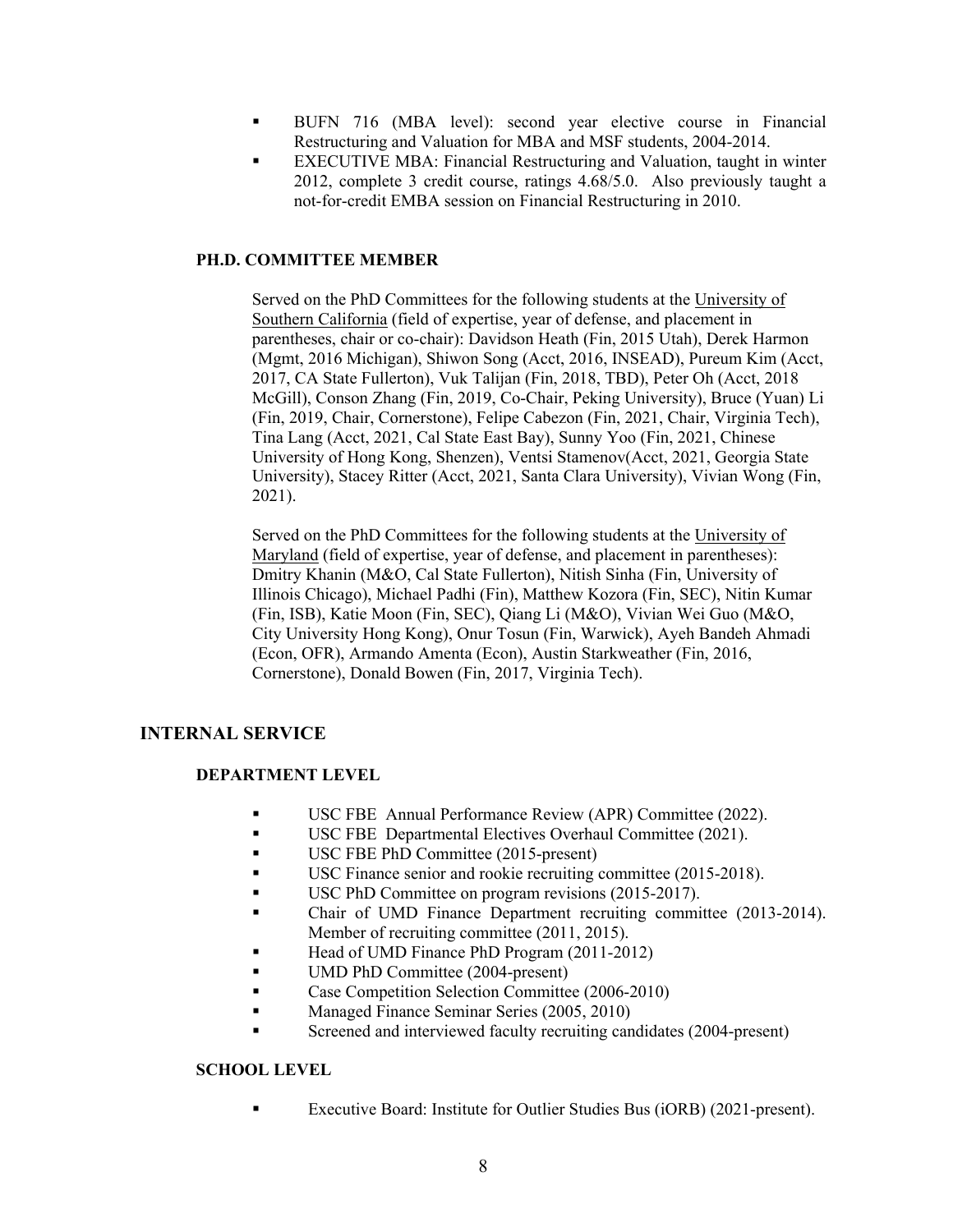- BUFN 716 (MBA level): second year elective course in Financial Restructuring and Valuation for MBA and MSF students, 2004-2014.
- EXECUTIVE MBA: Financial Restructuring and Valuation, taught in winter 2012, complete 3 credit course, ratings 4.68/5.0. Also previously taught a not-for-credit EMBA session on Financial Restructuring in 2010.

### PH.D. COMMITTEE MEMBER

Served on the PhD Committees for the following students at the University of Southern California (field of expertise, year of defense, and placement in parentheses, chair or co-chair): Davidson Heath (Fin, 2015 Utah), Derek Harmon (Mgmt, 2016 Michigan), Shiwon Song (Acct, 2016, INSEAD), Pureum Kim (Acct, 2017, CA State Fullerton), Vuk Talijan (Fin, 2018, TBD), Peter Oh (Acct, 2018 McGill), Conson Zhang (Fin, 2019, Co-Chair, Peking University), Bruce (Yuan) Li (Fin, 2019, Chair, Cornerstone), Felipe Cabezon (Fin, 2021, Chair, Virginia Tech), Tina Lang (Acct, 2021, Cal State East Bay), Sunny Yoo (Fin, 2021, Chinese University of Hong Kong, Shenzen), Ventsi Stamenov(Acct, 2021, Georgia State University), Stacey Ritter (Acct, 2021, Santa Clara University), Vivian Wong (Fin, 2021).

Served on the PhD Committees for the following students at the University of Maryland (field of expertise, year of defense, and placement in parentheses): Dmitry Khanin (M&O, Cal State Fullerton), Nitish Sinha (Fin, University of Illinois Chicago), Michael Padhi (Fin), Matthew Kozora (Fin, SEC), Nitin Kumar (Fin, ISB), Katie Moon (Fin, SEC), Qiang Li (M&O), Vivian Wei Guo (M&O, City University Hong Kong), Onur Tosun (Fin, Warwick), Ayeh Bandeh Ahmadi (Econ, OFR), Armando Amenta (Econ), Austin Starkweather (Fin, 2016, Cornerstone), Donald Bowen (Fin, 2017, Virginia Tech).

## INTERNAL SERVICE

### DEPARTMENT LEVEL

- USC FBE Annual Performance Review (APR) Committee (2022).
- USC FBE Departmental Electives Overhaul Committee (2021).
- USC FBE PhD Committee (2015-present)
- USC Finance senior and rookie recruiting committee (2015-2018).
- USC PhD Committee on program revisions (2015-2017).
- Chair of UMD Finance Department recruiting committee (2013-2014). Member of recruiting committee (2011, 2015).
- Head of UMD Finance PhD Program (2011-2012)
- UMD PhD Committee (2004-present)
- Case Competition Selection Committee (2006-2010)
- Managed Finance Seminar Series (2005, 2010)
- Screened and interviewed faculty recruiting candidates (2004-present)

### SCHOOL LEVEL

- Executive Board: Institute for Outlier Studies Bus (iORB) (2021-present).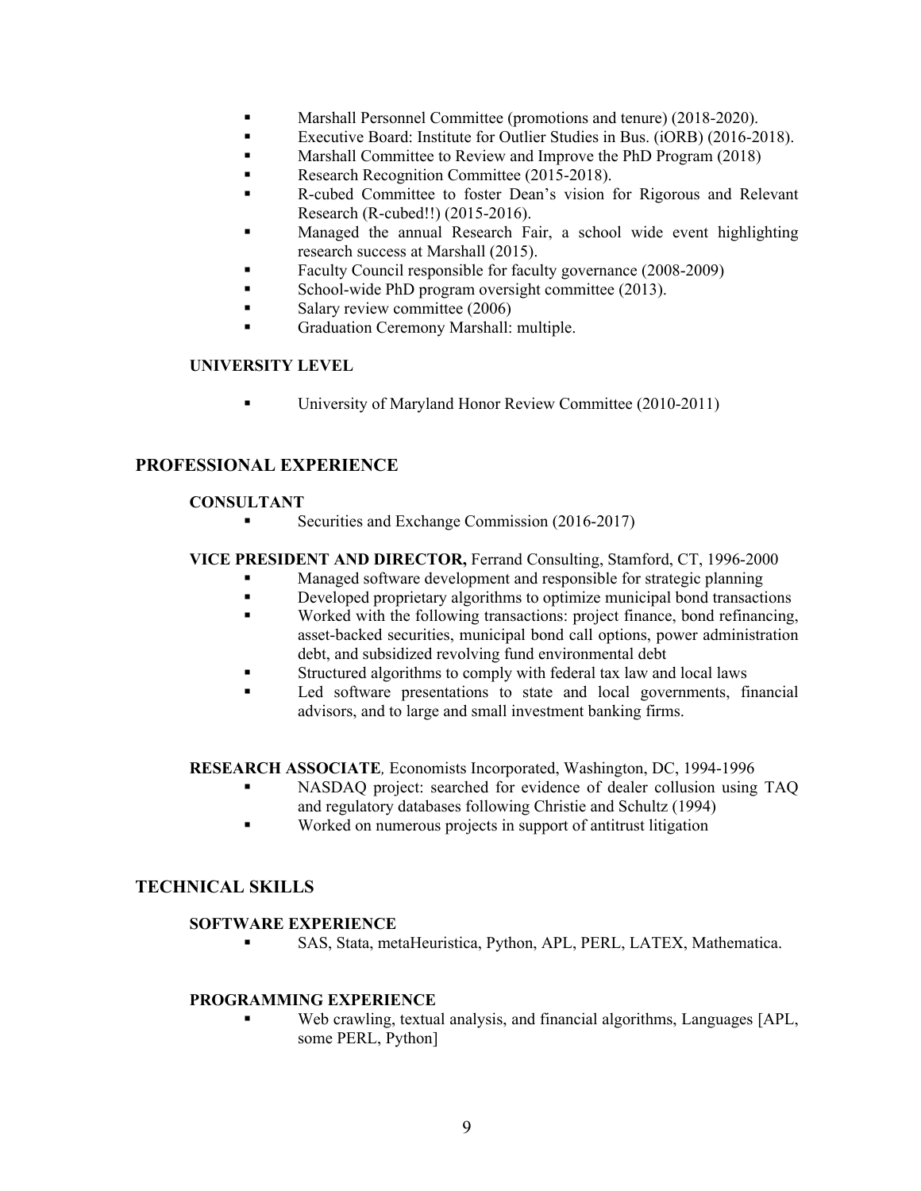- Marshall Personnel Committee (promotions and tenure) (2018-2020).
- Executive Board: Institute for Outlier Studies in Bus. (iORB) (2016-2018).
- Marshall Committee to Review and Improve the PhD Program (2018)
- Research Recognition Committee (2015-2018).
- R-cubed Committee to foster Dean's vision for Rigorous and Relevant Research (R-cubed!!) (2015-2016).
- Managed the annual Research Fair, a school wide event highlighting research success at Marshall (2015).
- Faculty Council responsible for faculty governance (2008-2009)
- School-wide PhD program oversight committee (2013).
- Salary review committee (2006)
- Graduation Ceremony Marshall: multiple.

### UNIVERSITY LEVEL

- University of Maryland Honor Review Committee (2010-2011)

## PROFESSIONAL EXPERIENCE

### CONSULTANT

- Securities and Exchange Commission (2016-2017)

**VICE PRESIDENT AND DIRECTOR,** Ferrand Consulting, Stamford, CT, 1996-2000

- Managed software development and responsible for strategic planning
- Developed proprietary algorithms to optimize municipal bond transactions
- Worked with the following transactions: project finance, bond refinancing, asset-backed securities, municipal bond call options, power administration debt, and subsidized revolving fund environmental debt
- Structured algorithms to comply with federal tax law and local laws
- Led software presentations to state and local governments, financial advisors, and to large and small investment banking firms.

**RESEARCH ASSOCIATE**, Economists Incorporated, Washington, DC, 1994-1996

- NASDAQ project: searched for evidence of dealer collusion using TAQ and regulatory databases following Christie and Schultz (1994)
- Worked on numerous projects in support of antitrust litigation

## TECHNICAL SKILLS

### SOFTWARE EXPERIENCE

- SAS, Stata, metaHeuristica, Python, APL, PERL, LATEX, Mathematica.

### PROGRAMMING EXPERIENCE

- Web crawling, textual analysis, and financial algorithms, Languages [APL, some PERL, Python]